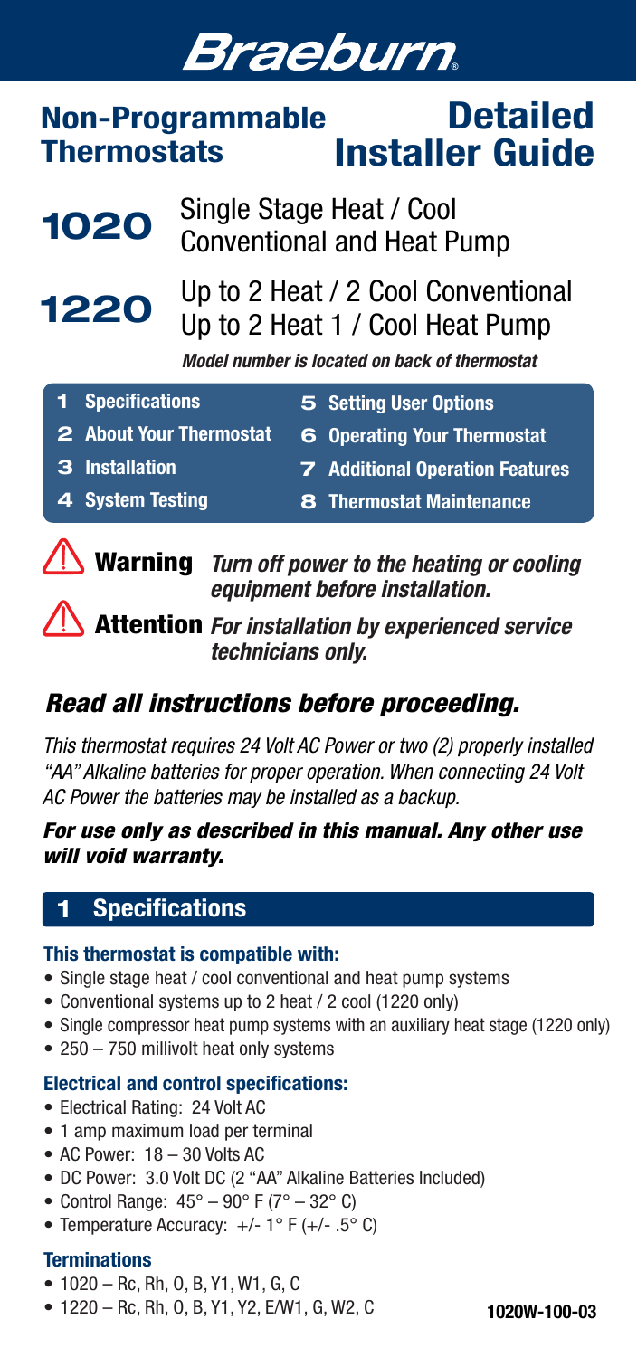# Braeburn

## Non-Programmable Thermostats

## Detailed Installer Guide

**1020** Single Stage Heat / Cool Conventional and Heat Pump

**1220** Up to 2 Heat / 2 Cool Conventional Up to 2 Heat 1 / Cool Heat Pump

*Model number is located on back of thermostat*

1. Specifications
2. About Your Thermostat
3. Installation
4. System Testing
5. Setting User Options
6. Operating Your Thermostat
7. Additional Operation Features
8. Thermostat Maintenance

⚠ **Warning** *Turn off power to the heating or cooling equipment before installation.*

⚠ **Attention** *For installation by experienced service technicians only.*

### *Read all instructions before proceeding.*

*This thermostat requires 24 Volt AC Power or two (2) properly installed "AA" Alkaline batteries for proper operation. When connecting 24 Volt AC Power the batteries may be installed as a backup.*

***For use only as described in this manual. Any other use will void warranty.***

## 1 Specifications

### This thermostat is compatible with:

- Single stage heat / cool conventional and heat pump systems
- Conventional systems up to 2 heat / 2 cool (1220 only)
- Single compressor heat pump systems with an auxiliary heat stage (1220 only)
- 250 – 750 millivolt heat only systems

### Electrical and control specifications:

- Electrical Rating: 24 Volt AC
- 1 amp maximum load per terminal
- AC Power: 18 – 30 Volts AC
- DC Power: 3.0 Volt DC (2 "AA" Alkaline Batteries Included)
- Control Range: 45° – 90° F (7° – 32° C)
- Temperature Accuracy: +/- 1° F (+/- .5° C)

### Terminations

- 1020 – Rc, Rh, O, B, Y1, W1, G, C
- 1220 – Rc, Rh, O, B, Y1, Y2, E/W1, G, W2, C

1020W-100-03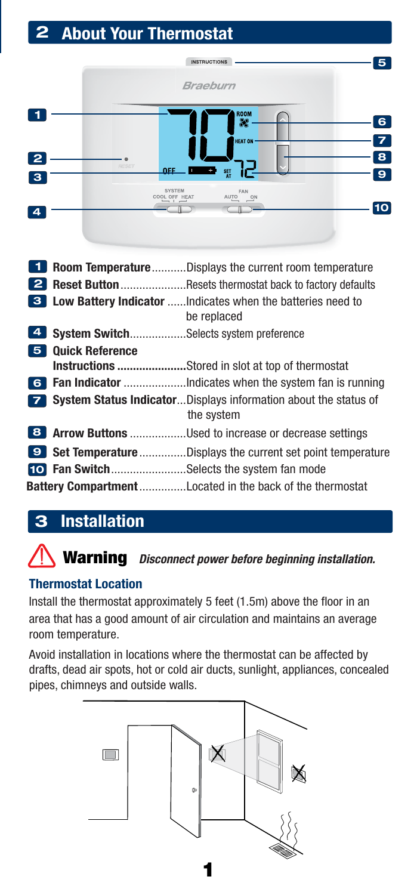## 2 About Your Thermostat

| | | |
|---|---|---|
| 1 | **Room Temperature** | Displays the current room temperature |
| 2 | **Reset Button** | Resets thermostat back to factory defaults |
| 3 | **Low Battery Indicator** | Indicates when the batteries need to be replaced |
| 4 | **System Switch** | Selects system preference |
| 5 | **Quick Reference Instructions** | Stored in slot at top of thermostat |
| 6 | **Fan Indicator** | Indicates when the system fan is running |
| 7 | **System Status Indicator** | Displays information about the status of the system |
| 8 | **Arrow Buttons** | Used to increase or decrease settings |
| 9 | **Set Temperature** | Displays the current set point temperature |
| 10 | **Fan Switch** | Selects the system fan mode |
| | **Battery Compartment** | Located in the back of the thermostat |

## 3 Installation

**Warning** ***Disconnect power before beginning installation.***

### Thermostat Location

Install the thermostat approximately 5 feet (1.5m) above the floor in an area that has a good amount of air circulation and maintains an average room temperature.

Avoid installation in locations where the thermostat can be affected by drafts, dead air spots, hot or cold air ducts, sunlight, appliances, concealed pipes, chimneys and outside walls.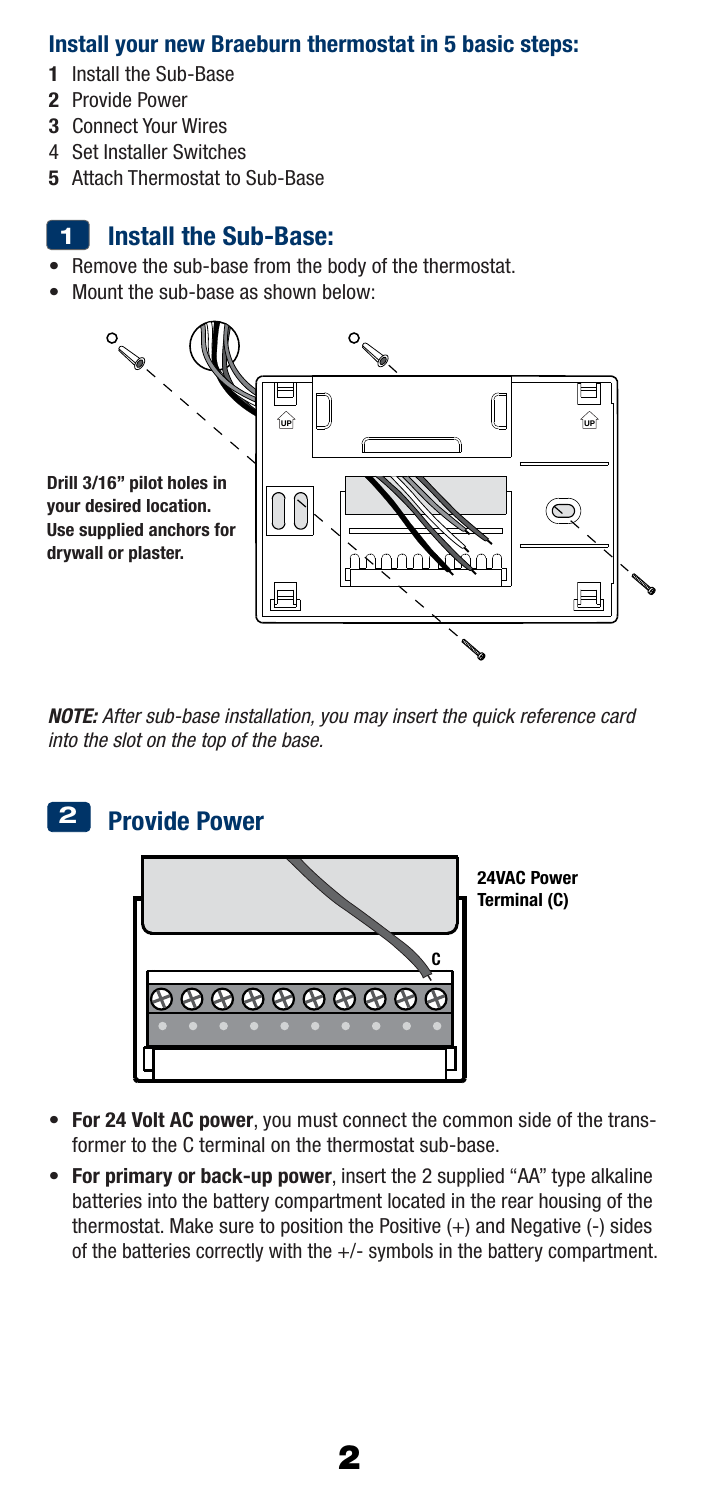## Install your new Braeburn thermostat in 5 basic steps:

**1** Install the Sub-Base
**2** Provide Power
**3** Connect Your Wires
4 Set Installer Switches
**5** Attach Thermostat to Sub-Base

## 1 Install the Sub-Base:

- Remove the sub-base from the body of the thermostat.
- Mount the sub-base as shown below:

**Drill 3/16" pilot holes in your desired location. Use supplied anchors for drywall or plaster.**

***NOTE:*** *After sub-base installation, you may insert the quick reference card into the slot on the top of the base.*

## 2 Provide Power

**24VAC Power Terminal (C)**

- **For 24 Volt AC power**, you must connect the common side of the transformer to the C terminal on the thermostat sub-base.
- **For primary or back-up power**, insert the 2 supplied "AA" type alkaline batteries into the battery compartment located in the rear housing of the thermostat. Make sure to position the Positive (+) and Negative (-) sides of the batteries correctly with the +/- symbols in the battery compartment.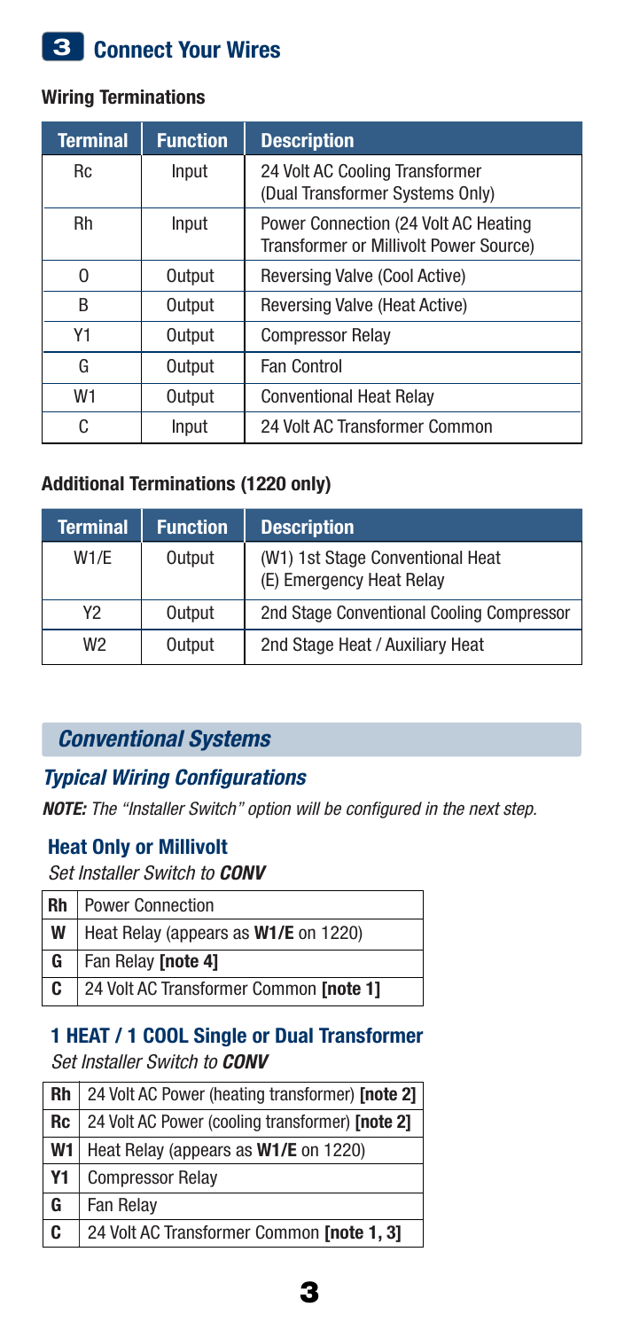## 3 Connect Your Wires

### Wiring Terminations

| Terminal | Function | Description |
|---|---|---|
| Rc | Input | 24 Volt AC Cooling Transformer (Dual Transformer Systems Only) |
| Rh | Input | Power Connection (24 Volt AC Heating Transformer or Millivolt Power Source) |
| O | Output | Reversing Valve (Cool Active) |
| B | Output | Reversing Valve (Heat Active) |
| Y1 | Output | Compressor Relay |
| G | Output | Fan Control |
| W1 | Output | Conventional Heat Relay |
| C | Input | 24 Volt AC Transformer Common |

### Additional Terminations (1220 only)

| Terminal | Function | Description |
|---|---|---|
| W1/E | Output | (W1) 1st Stage Conventional Heat (E) Emergency Heat Relay |
| Y2 | Output | 2nd Stage Conventional Cooling Compressor |
| W2 | Output | 2nd Stage Heat / Auxiliary Heat |

## *Conventional Systems*

### *Typical Wiring Configurations*

***NOTE:*** *The "Installer Switch" option will be configured in the next step.*

#### Heat Only or Millivolt

*Set Installer Switch to **CONV***

| | |
|---|---|
| **Rh** | Power Connection |
| **W** | Heat Relay (appears as **W1/E** on 1220) |
| **G** | Fan Relay **[note 4]** |
| **C** | 24 Volt AC Transformer Common **[note 1]** |

#### 1 HEAT / 1 COOL Single or Dual Transformer

*Set Installer Switch to **CONV***

| | |
|---|---|
| **Rh** | 24 Volt AC Power (heating transformer) **[note 2]** |
| **Rc** | 24 Volt AC Power (cooling transformer) **[note 2]** |
| **W1** | Heat Relay (appears as **W1/E** on 1220) |
| **Y1** | Compressor Relay |
| **G** | Fan Relay |
| **C** | 24 Volt AC Transformer Common **[note 1, 3]** |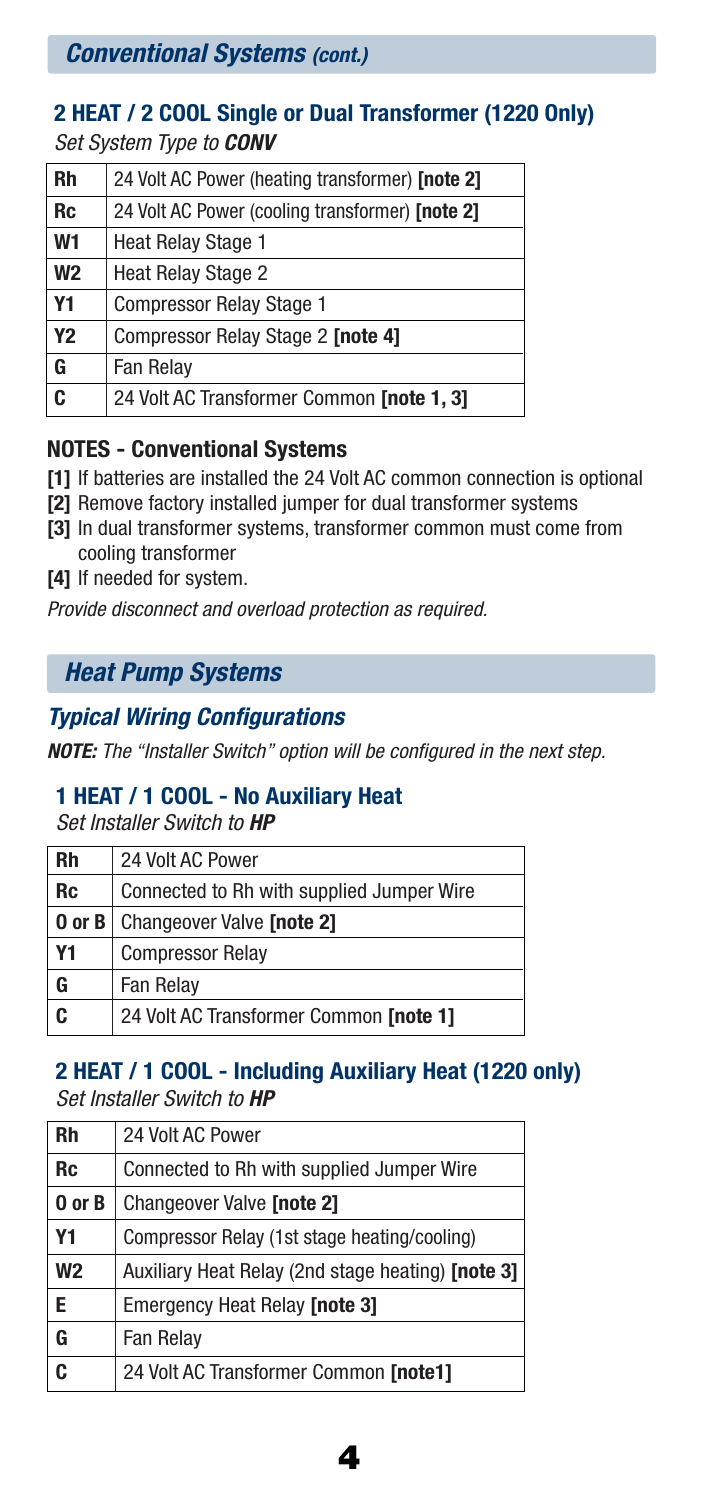## Conventional Systems *(cont.)*

### 2 HEAT / 2 COOL Single or Dual Transformer (1220 Only)

*Set System Type to **CONV***

| Rh | 24 Volt AC Power (heating transformer) **[note 2]** |
|---|---|
| Rc | 24 Volt AC Power (cooling transformer) **[note 2]** |
| W1 | Heat Relay Stage 1 |
| W2 | Heat Relay Stage 2 |
| Y1 | Compressor Relay Stage 1 |
| Y2 | Compressor Relay Stage 2 **[note 4]** |
| G | Fan Relay |
| C | 24 Volt AC Transformer Common **[note 1, 3]** |

### NOTES - Conventional Systems

**[1]** If batteries are installed the 24 Volt AC common connection is optional
**[2]** Remove factory installed jumper for dual transformer systems
**[3]** In dual transformer systems, transformer common must come from cooling transformer
**[4]** If needed for system.

*Provide disconnect and overload protection as required.*

## Heat Pump Systems

### Typical Wiring Configurations

***NOTE:*** *The "Installer Switch" option will be configured in the next step.*

### 1 HEAT / 1 COOL - No Auxiliary Heat

*Set Installer Switch to **HP***

| Rh | 24 Volt AC Power |
|---|---|
| Rc | Connected to Rh with supplied Jumper Wire |
| O or B | Changeover Valve **[note 2]** |
| Y1 | Compressor Relay |
| G | Fan Relay |
| C | 24 Volt AC Transformer Common **[note 1]** |

### 2 HEAT / 1 COOL - Including Auxiliary Heat (1220 only)

*Set Installer Switch to **HP***

| Rh | 24 Volt AC Power |
|---|---|
| Rc | Connected to Rh with supplied Jumper Wire |
| O or B | Changeover Valve **[note 2]** |
| Y1 | Compressor Relay (1st stage heating/cooling) |
| W2 | Auxiliary Heat Relay (2nd stage heating) **[note 3]** |
| E | Emergency Heat Relay **[note 3]** |
| G | Fan Relay |
| C | 24 Volt AC Transformer Common **[note1]** |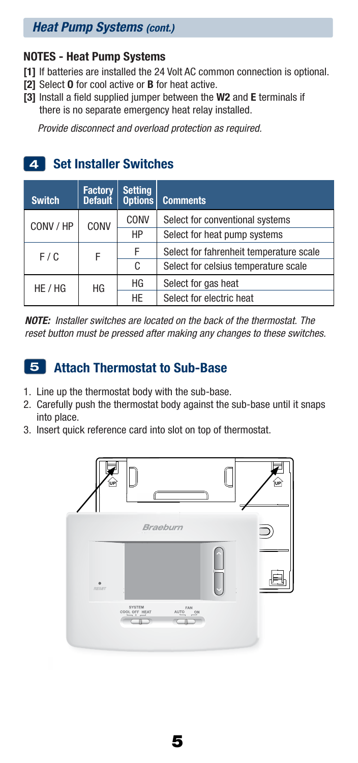## Heat Pump Systems *(cont.)*

### NOTES - Heat Pump Systems

**[1]** If batteries are installed the 24 Volt AC common connection is optional.
**[2]** Select **O** for cool active or **B** for heat active.
**[3]** Install a field supplied jumper between the **W2** and **E** terminals if there is no separate emergency heat relay installed.

*Provide disconnect and overload protection as required.*

## 4 Set Installer Switches

| Switch | Factory Default | Setting Options | Comments |
|---|---|---|---|
| CONV / HP | CONV | CONV | Select for conventional systems |
| | | HP | Select for heat pump systems |
| F / C | F | F | Select for fahrenheit temperature scale |
| | | C | Select for celsius temperature scale |
| HE / HG | HG | HG | Select for gas heat |
| | | HE | Select for electric heat |

***NOTE:*** *Installer switches are located on the back of the thermostat. The reset button must be pressed after making any changes to these switches.*

## 5 Attach Thermostat to Sub-Base

1. Line up the thermostat body with the sub-base.
2. Carefully push the thermostat body against the sub-base until it snaps into place.
3. Insert quick reference card into slot on top of thermostat.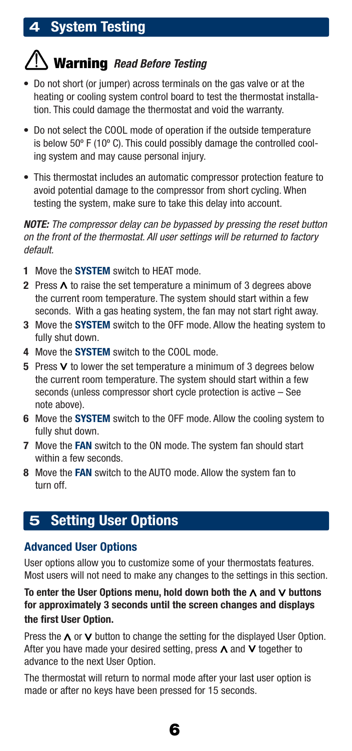## 4 System Testing

### ⚠ Warning *Read Before Testing*

- Do not short (or jumper) across terminals on the gas valve or at the heating or cooling system control board to test the thermostat installation. This could damage the thermostat and void the warranty.
- Do not select the COOL mode of operation if the outside temperature is below 50º F (10º C). This could possibly damage the controlled cooling system and may cause personal injury.
- This thermostat includes an automatic compressor protection feature to avoid potential damage to the compressor from short cycling. When testing the system, make sure to take this delay into account.

***NOTE:*** *The compressor delay can be bypassed by pressing the reset button on the front of the thermostat. All user settings will be returned to factory default.*

1. Move the **SYSTEM** switch to HEAT mode.
2. Press ∧ to raise the set temperature a minimum of 3 degrees above the current room temperature. The system should start within a few seconds. With a gas heating system, the fan may not start right away.
3. Move the **SYSTEM** switch to the OFF mode. Allow the heating system to fully shut down.
4. Move the **SYSTEM** switch to the COOL mode.
5. Press ∨ to lower the set temperature a minimum of 3 degrees below the current room temperature. The system should start within a few seconds (unless compressor short cycle protection is active – See note above).
6. Move the **SYSTEM** switch to the OFF mode. Allow the cooling system to fully shut down.
7. Move the **FAN** switch to the ON mode. The system fan should start within a few seconds.
8. Move the **FAN** switch to the AUTO mode. Allow the system fan to turn off.

## 5 Setting User Options

### Advanced User Options

User options allow you to customize some of your thermostats features. Most users will not need to make any changes to the settings in this section.

**To enter the User Options menu, hold down both the ∧ and ∨ buttons for approximately 3 seconds until the screen changes and displays the first User Option.**

Press the ∧ or ∨ button to change the setting for the displayed User Option. After you have made your desired setting, press ∧ and ∨ together to advance to the next User Option.

The thermostat will return to normal mode after your last user option is made or after no keys have been pressed for 15 seconds.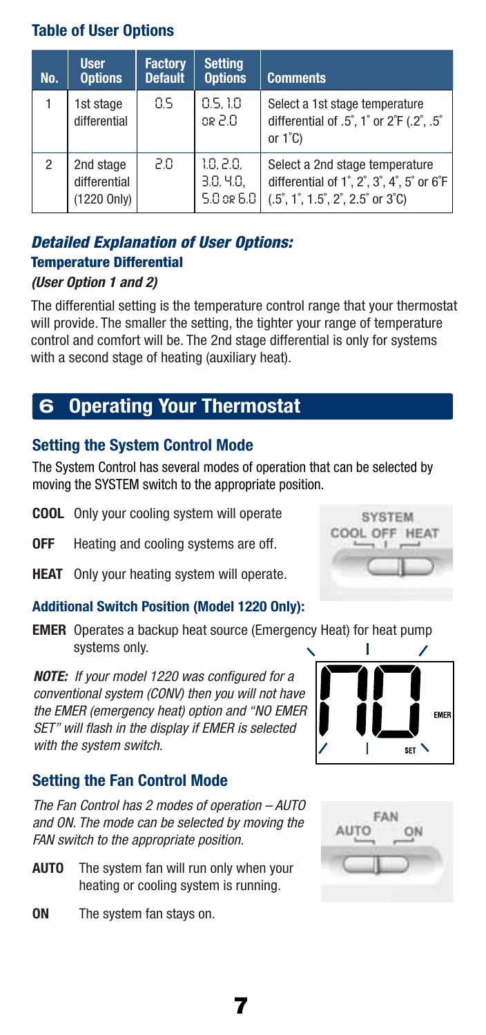### Table of User Options

| No. | User Options | Factory Default | Setting Options | Comments |
|---|---|---|---|---|
| 1 | 1st stage differential | 0.5 | 0.5, 1.0 or 2.0 | Select a 1st stage temperature differential of .5˚, 1˚ or 2˚F (.2˚, .5˚ or 1˚C) |
| 2 | 2nd stage differential (1220 Only) | 2.0 | 1.0, 2.0, 3.0, 4.0, 5.0 or 6.0 | Select a 2nd stage temperature differential of 1˚, 2˚, 3˚, 4˚, 5˚ or 6˚F (.5˚, 1˚, 1.5˚, 2˚, 2.5˚ or 3˚C) |

### *Detailed Explanation of User Options:*

#### Temperature Differential

***(User Option 1 and 2)***

The differential setting is the temperature control range that your thermostat will provide. The smaller the setting, the tighter your range of temperature control and comfort will be. The 2nd stage differential is only for systems with a second stage of heating (auxiliary heat).

## 6 Operating Your Thermostat

### Setting the System Control Mode

The System Control has several modes of operation that can be selected by moving the SYSTEM switch to the appropriate position.

**COOL** Only your cooling system will operate

**OFF** Heating and cooling systems are off.

**HEAT** Only your heating system will operate.

#### Additional Switch Position (Model 1220 Only):

**EMER** Operates a backup heat source (Emergency Heat) for heat pump systems only.

***NOTE:*** *If your model 1220 was configured for a conventional system (CONV) then you will not have the EMER (emergency heat) option and "NO EMER SET" will flash in the display if EMER is selected with the system switch.*

### Setting the Fan Control Mode

*The Fan Control has 2 modes of operation – AUTO and ON. The mode can be selected by moving the FAN switch to the appropriate position.*

**AUTO** The system fan will run only when your heating or cooling system is running.

**ON** The system fan stays on.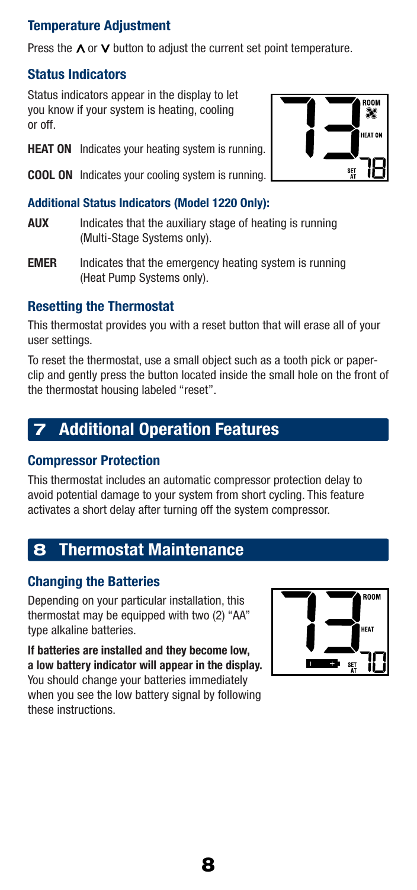### Temperature Adjustment

Press the ∧ or ∨ button to adjust the current set point temperature.

### Status Indicators

Status indicators appear in the display to let you know if your system is heating, cooling or off.

**HEAT ON** Indicates your heating system is running.

**COOL ON** Indicates your cooling system is running.

#### Additional Status Indicators (Model 1220 Only):

**AUX** Indicates that the auxiliary stage of heating is running (Multi-Stage Systems only).

**EMER** Indicates that the emergency heating system is running (Heat Pump Systems only).

### Resetting the Thermostat

This thermostat provides you with a reset button that will erase all of your user settings.

To reset the thermostat, use a small object such as a tooth pick or paper-clip and gently press the button located inside the small hole on the front of the thermostat housing labeled "reset".

## 7 Additional Operation Features

### Compressor Protection

This thermostat includes an automatic compressor protection delay to avoid potential damage to your system from short cycling. This feature activates a short delay after turning off the system compressor.

## 8 Thermostat Maintenance

### Changing the Batteries

Depending on your particular installation, this thermostat may be equipped with two (2) "AA" type alkaline batteries.

**If batteries are installed and they become low, a low battery indicator will appear in the display.** You should change your batteries immediately when you see the low battery signal by following these instructions.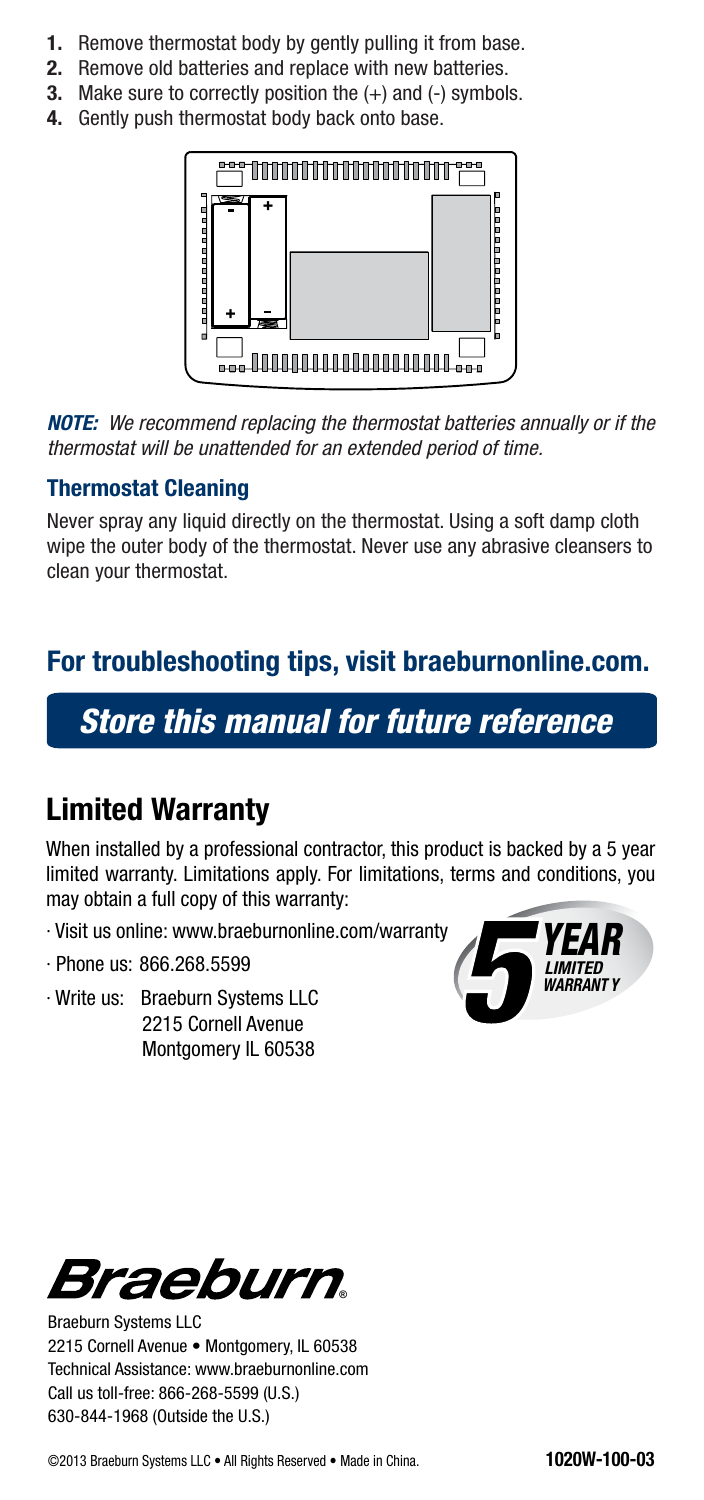1. Remove thermostat body by gently pulling it from base.
2. Remove old batteries and replace with new batteries.
3. Make sure to correctly position the (+) and (-) symbols.
4. Gently push thermostat body back onto base.

***NOTE:*** *We recommend replacing the thermostat batteries annually or if the thermostat will be unattended for an extended period of time.*

### Thermostat Cleaning

Never spray any liquid directly on the thermostat. Using a soft damp cloth wipe the outer body of the thermostat. Never use any abrasive cleansers to clean your thermostat.

## For troubleshooting tips, visit braeburnonline.com.

## *Store this manual for future reference*

## Limited Warranty

When installed by a professional contractor, this product is backed by a 5 year limited warranty. Limitations apply. For limitations, terms and conditions, you may obtain a full copy of this warranty:

- Visit us online: www.braeburnonline.com/warranty
- Phone us: 866.268.5599
- Write us: Braeburn Systems LLC
  2215 Cornell Avenue
  Montgomery IL 60538

5 YEAR LIMITED WARRANTY

Braeburn

Braeburn Systems LLC
2215 Cornell Avenue • Montgomery, IL 60538
Technical Assistance: www.braeburnonline.com
Call us toll-free: 866-268-5599 (U.S.)
630-844-1968 (Outside the U.S.)

©2013 Braeburn Systems LLC • All Rights Reserved • Made in China. **1020W-100-03**